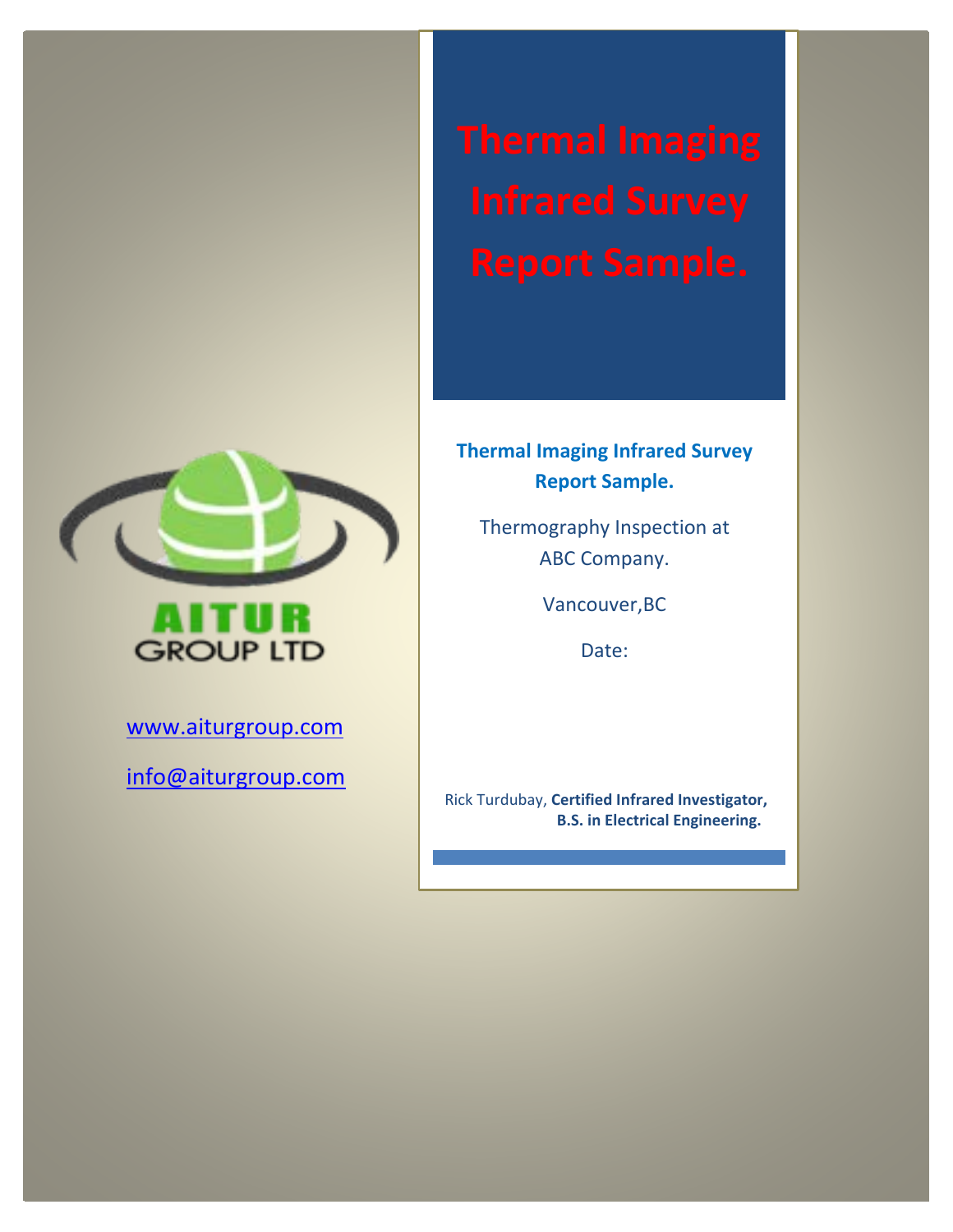# Thermal Imaging Infrared Survey Report Sample.

AITUR GROUP LTD

www.aiturgroup.com

info@aiturgroup.com

**Thermal Imaging Infrared Survey Report Sample.**

Thermography Inspection at ABC Company.

Vancouver,BC

Date:

Rick Turdubay, **Certified Infrared Investigator, B.S. in Electrical Engineering.**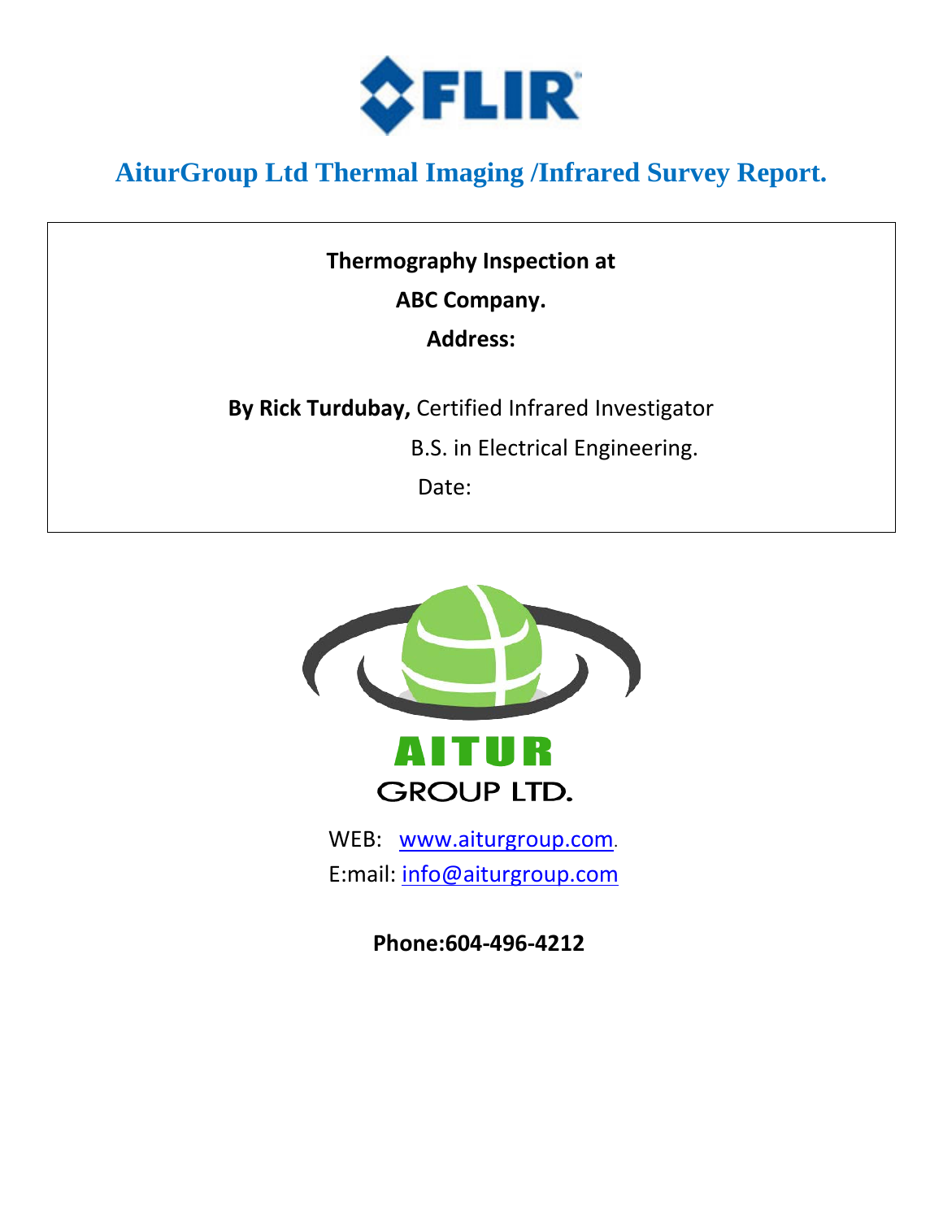# AiturGroup Ltd Thermal Imaging /Infrared Survey Report.

**Thermography Inspection at**

**ABC Company.**

**Address:**

**By Rick Turdubay,** Certified Infrared Investigator

B.S. in Electrical Engineering.

Date:

AITUR

GROUP LTD.

WEB: [www.aiturgroup.com](http://www.aiturgroup.com).

E:mail: [info@aiturgroup.com](mailto:info@aiturgroup.com)

**Phone:604-496-4212**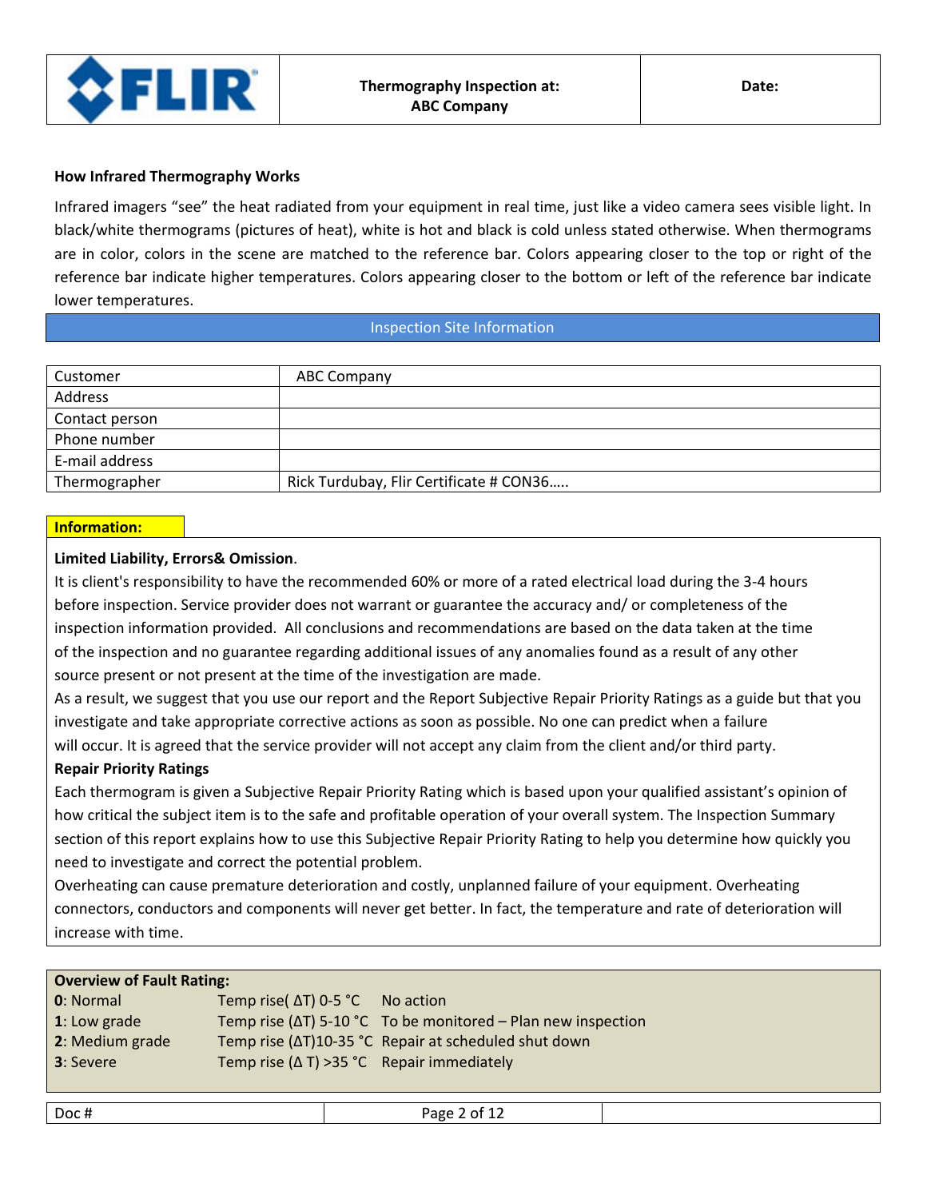| | Thermography Inspection at: ABC Company | Date: |
|---|---|---|

## How Infrared Thermography Works

Infrared imagers "see" the heat radiated from your equipment in real time, just like a video camera sees visible light. In black/white thermograms (pictures of heat), white is hot and black is cold unless stated otherwise. When thermograms are in color, colors in the scene are matched to the reference bar. Colors appearing closer to the top or right of the reference bar indicate higher temperatures. Colors appearing closer to the bottom or left of the reference bar indicate lower temperatures.

## Inspection Site Information

| Customer | ABC Company |
|---|---|
| Address | |
| Contact person | |
| Phone number | |
| E-mail address | |
| Thermographer | Rick Turdubay, Flir Certificate # CON36….. |

**Information:**

**Limited Liability, Errors& Omission**.

It is client's responsibility to have the recommended 60% or more of a rated electrical load during the 3-4 hours before inspection. Service provider does not warrant or guarantee the accuracy and/ or completeness of the inspection information provided. All conclusions and recommendations are based on the data taken at the time of the inspection and no guarantee regarding additional issues of any anomalies found as a result of any other source present or not present at the time of the investigation are made.

As a result, we suggest that you use our report and the Report Subjective Repair Priority Ratings as a guide but that you investigate and take appropriate corrective actions as soon as possible. No one can predict when a failure will occur. It is agreed that the service provider will not accept any claim from the client and/or third party.

**Repair Priority Ratings**

Each thermogram is given a Subjective Repair Priority Rating which is based upon your qualified assistant's opinion of how critical the subject item is to the safe and profitable operation of your overall system. The Inspection Summary section of this report explains how to use this Subjective Repair Priority Rating to help you determine how quickly you need to investigate and correct the potential problem.

Overheating can cause premature deterioration and costly, unplanned failure of your equipment. Overheating connectors, conductors and components will never get better. In fact, the temperature and rate of deterioration will increase with time.

**Overview of Fault Rating:**

| | | |
|---|---|---|
| **0**: Normal | Temp rise( ΔT) 0-5 °C | No action |
| **1**: Low grade | Temp rise (ΔT) 5-10 °C | To be monitored – Plan new inspection |
| **2**: Medium grade | Temp rise (ΔT)10-35 °C | Repair at scheduled shut down |
| **3**: Severe | Temp rise (Δ T) >35 °C | Repair immediately |

| Doc # | | |
|---|---|---|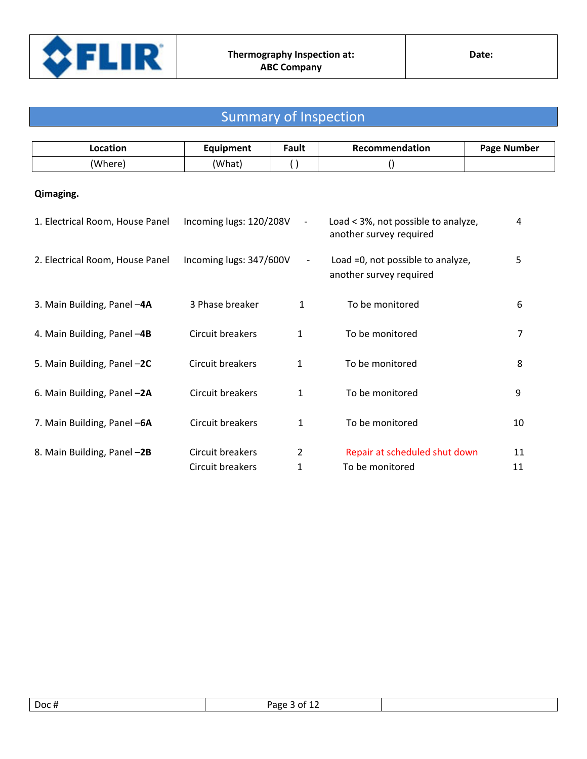| FLIR | Thermography Inspection at: ABC Company | Date: |
| --- | --- | --- |

## Summary of Inspection

| Location | Equipment | Fault | Recommendation | Page Number |
| --- | --- | --- | --- | --- |
| (Where) | (What) | ( ) | () | |
| **Qimaging.** | | | | |
| 1. Electrical Room, House Panel | Incoming lugs: 120/208V | - | Load < 3%, not possible to analyze, another survey required | 4 |
| 2. Electrical Room, House Panel | Incoming lugs: 347/600V | - | Load =0, not possible to analyze, another survey required | 5 |
| 3. Main Building, Panel –**4A** | 3 Phase breaker | 1 | To be monitored | 6 |
| 4. Main Building, Panel –**4B** | Circuit breakers | 1 | To be monitored | 7 |
| 5. Main Building, Panel –**2C** | Circuit breakers | 1 | To be monitored | 8 |
| 6. Main Building, Panel –**2A** | Circuit breakers | 1 | To be monitored | 9 |
| 7. Main Building, Panel –**6A** | Circuit breakers | 1 | To be monitored | 10 |
| 8. Main Building, Panel –**2B** | Circuit breakers | 2 | Repair at scheduled shut down | 11 |
| | Circuit breakers | 1 | To be monitored | 11 |

| Doc # | | |
| --- | --- | --- |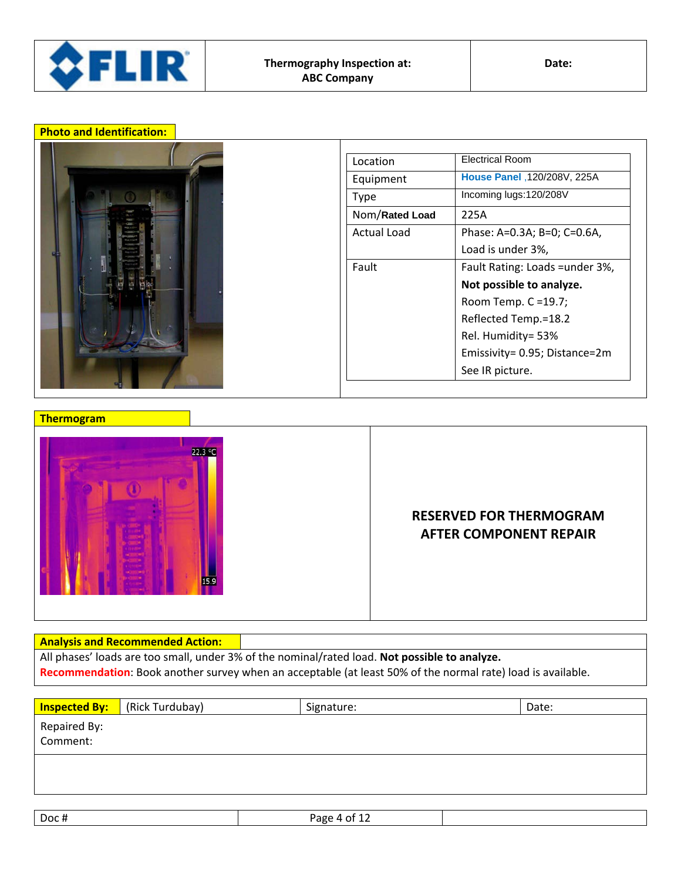| | Thermography Inspection at: ABC Company | Date: |
|---|---|---|

## Photo and Identification:

| | |
|---|---|
| Location | Electrical Room |
| Equipment | **House Panel** ,120/208V, 225A |
| Type | Incoming lugs:120/208V |
| Nom/**Rated Load** | 225A |
| Actual Load | Phase: A=0.3A; B=0; C=0.6A, Load is under 3%, |
| Fault | Fault Rating: Loads =under 3%, **Not possible to analyze.** Room Temp. C =19.7; Reflected Temp.=18.2 Rel. Humidity= 53% Emissivity= 0.95; Distance=2m See IR picture. |

## Thermogram

22.3 °C

15.9

**RESERVED FOR THERMOGRAM AFTER COMPONENT REPAIR**

## Analysis and Recommended Action:

All phases' loads are too small, under 3% of the nominal/rated load. **Not possible to analyze.**

**Recommendation**: Book another survey when an acceptable (at least 50% of the normal rate) load is available.

| **Inspected By:** | (Rick Turdubay) | Signature: | Date: |
|---|---|---|---|

Repaired By:

Comment:

| Doc # | | |
|---|---|---|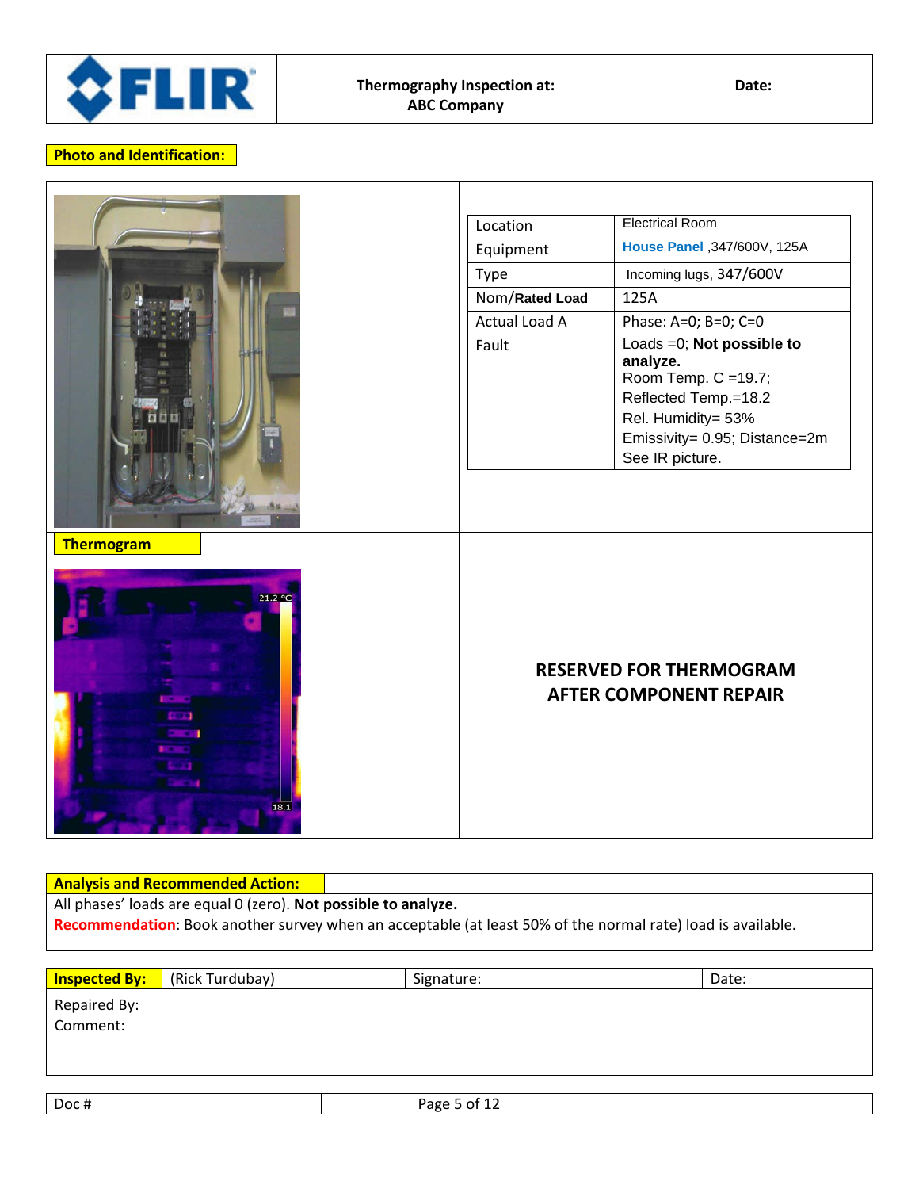| Thermography Inspection at: ABC Company | Date: |
|---|---|

**Photo and Identification:**

| | |
|---|---|
| Location | Electrical Room |
| Equipment | House Panel ,347/600V, 125A |
| Type | Incoming lugs, 347/600V |
| Nom/**Rated Load** | 125A |
| Actual Load A | Phase: A=0; B=0; C=0 |
| Fault | Loads =0; **Not possible to analyze.** Room Temp. C =19.7; Reflected Temp.=18.2 Rel. Humidity= 53% Emissivity= 0.95; Distance=2m See IR picture. |

**Thermogram**

21.2 °C

18.1

**RESERVED FOR THERMOGRAM AFTER COMPONENT REPAIR**

**Analysis and Recommended Action:**

All phases' loads are equal 0 (zero). **Not possible to analyze.**

**Recommendation**: Book another survey when an acceptable (at least 50% of the normal rate) load is available.

| **Inspected By:** | (Rick Turdubay) | Signature: | Date: |
|---|---|---|---|

Repaired By:

Comment:

| Doc # | | |
|---|---|---|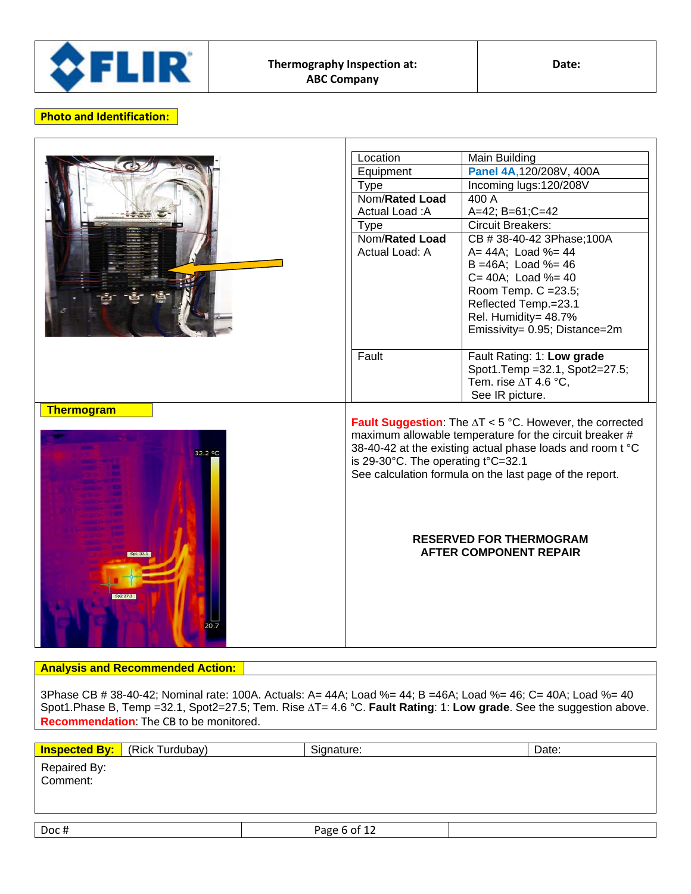| Thermography Inspection at: ABC Company | Date: |
|---|---|

**Photo and Identification:**

| | |
|---|---|
| Location | Main Building |
| Equipment | **Panel 4A**,120/208V, 400A |
| Type | Incoming lugs:120/208V |
| Nom/**Rated Load**<br>Actual Load :A | 400 A<br>A=42; B=61;C=42 |
| Type | Circuit Breakers: |
| Nom/**Rated Load**<br>Actual Load: A | CB # 38-40-42 3Phase;100A<br>A= 44A; Load %= 44<br>B =46A; Load %= 46<br>C= 40A; Load %= 40<br>Room Temp. C =23.5;<br>Reflected Temp.=23.1<br>Rel. Humidity= 48.7%<br>Emissivity= 0.95; Distance=2m |
| Fault | Fault Rating: 1: **Low grade**<br>Spot1.Temp =32.1, Spot2=27.5;<br>Tem. rise ΔT 4.6 °C,<br>See IR picture. |

**Thermogram**

32.2 °C

Sp1 32.1

Sp2 27.3

20.7

**Fault Suggestion**: The ΔT < 5 °C. However, the corrected maximum allowable temperature for the circuit breaker # 38-40-42 at the existing actual phase loads and room t °C is 29-30°C. The operating t°C=32.1
See calculation formula on the last page of the report.

**RESERVED FOR THERMOGRAM AFTER COMPONENT REPAIR**

**Analysis and Recommended Action:**

3Phase CB # 38-40-42; Nominal rate: 100A. Actuals: A= 44A; Load %= 44; B =46A; Load %= 46; C= 40A; Load %= 40
Spot1.Phase B, Temp =32.1, Spot2=27.5; Tem. Rise ΔT= 4.6 °C. **Fault Rating**: 1: **Low grade**. See the suggestion above.
**Recommendation**: The CB to be monitored.

| **Inspected By:** (Rick Turdubay) | Signature: | Date: |
|---|---|---|

Repaired By:
Comment:

Doc #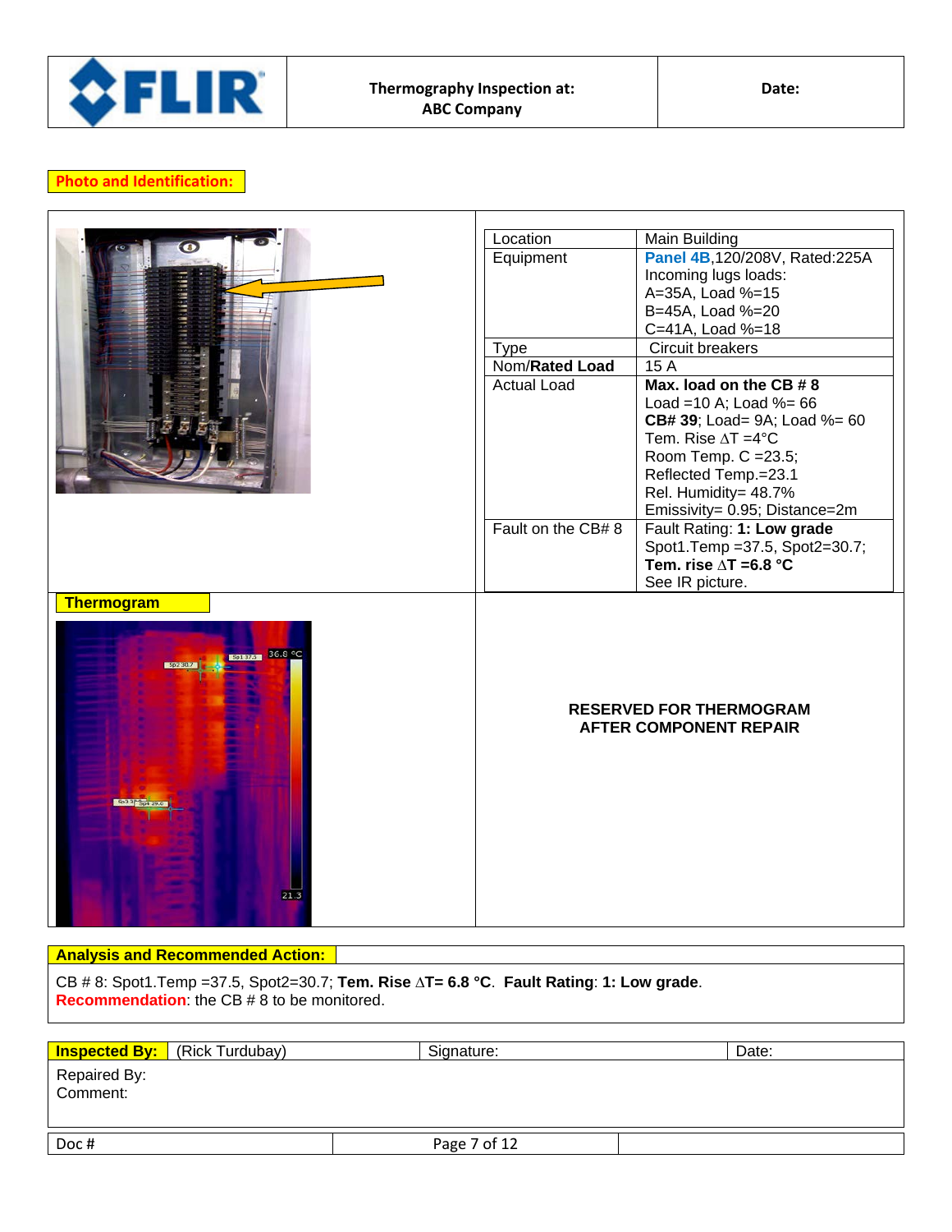| Thermography Inspection at: ABC Company | Date: |
|---|---|

**Photo and Identification:**

| | |
|---|---|
| Location | Main Building |
| Equipment | **Panel 4B**,120/208V, Rated:225A<br>Incoming lugs loads:<br>A=35A, Load %=15<br>B=45A, Load %=20<br>C=41A, Load %=18 |
| Type | Circuit breakers |
| Nom/**Rated Load** | 15 A |
| Actual Load | **Max. load on the CB # 8**<br>Load =10 A; Load %= 66<br>**CB# 39**; Load= 9A; Load %= 60<br>Tem. Rise ∆T =4°C<br>Room Temp. C =23.5;<br>Reflected Temp.=23.1<br>Rel. Humidity= 48.7%<br>Emissivity= 0.95; Distance=2m |
| Fault on the CB# 8 | Fault Rating: **1: Low grade**<br>Spot1.Temp =37.5, Spot2=30.7;<br>**Tem. rise ∆T =6.8 °C**<br>See IR picture. |

**Thermogram**

**RESERVED FOR THERMOGRAM AFTER COMPONENT REPAIR**

**Analysis and Recommended Action:**

CB # 8: Spot1.Temp =37.5, Spot2=30.7; **Tem. Rise ∆T= 6.8 °C**. **Fault Rating**: **1: Low grade**.
**Recommendation**: the CB # 8 to be monitored.

| **Inspected By:** (Rick Turdubay) | Signature: | Date: |
|---|---|---|

Repaired By:
Comment:

Doc #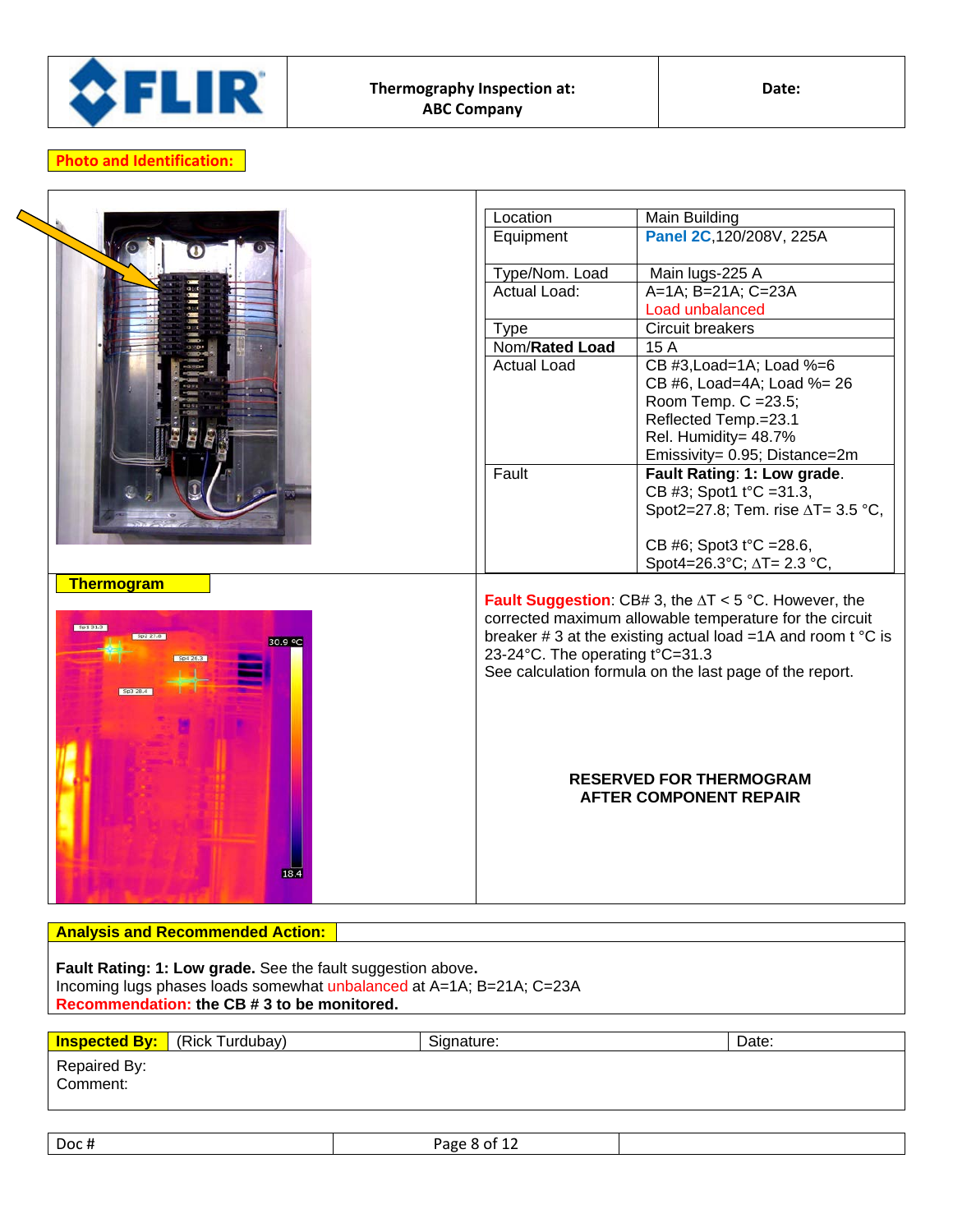| FLIR | Thermography Inspection at: ABC Company | Date: |
|---|---|---|

**Photo and Identification:**

| | |
|---|---|
| Location | Main Building |
| Equipment | **Panel 2C**,120/208V, 225A |
| Type/Nom. Load | Main lugs-225 A |
| Actual Load: | A=1A; B=21A; C=23A<br>Load unbalanced |
| Type | Circuit breakers |
| Nom/**Rated Load** | 15 A |
| Actual Load | CB #3,Load=1A; Load %=6<br>CB #6, Load=4A; Load %= 26<br>Room Temp. C =23.5;<br>Reflected Temp.=23.1<br>Rel. Humidity= 48.7%<br>Emissivity= 0.95; Distance=2m |
| Fault | **Fault Rating**: **1: Low grade**.<br>CB #3; Spot1 t°C =31.3,<br>Spot2=27.8; Tem. rise ∆T= 3.5 °C,<br><br>CB #6; Spot3 t°C =28.6,<br>Spot4=26.3°C; ∆T= 2.3 °C, |

**Thermogram**

**Fault Suggestion**: CB# 3, the ∆T < 5 °C. However, the corrected maximum allowable temperature for the circuit breaker # 3 at the existing actual load =1A and room t °C is 23-24°C. The operating t°C=31.3
See calculation formula on the last page of the report.

**RESERVED FOR THERMOGRAM AFTER COMPONENT REPAIR**

**Analysis and Recommended Action:**

**Fault Rating: 1: Low grade.** See the fault suggestion above**.**
Incoming lugs phases loads somewhat unbalanced at A=1A; B=21A; C=23A
**Recommendation: the CB # 3 to be monitored.**

| **Inspected By:** | (Rick Turdubay) | Signature: | Date: |
|---|---|---|---|

Repaired By:
Comment:

| Doc # | | |
|---|---|---|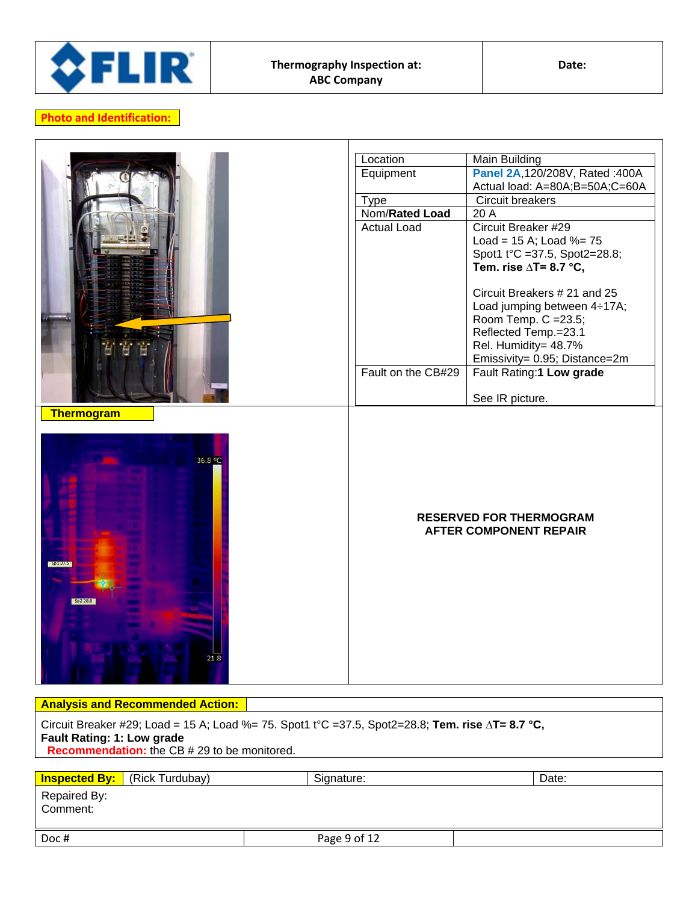| FLIR | Thermography Inspection at: ABC Company | Date: |
|---|---|---|

**Photo and Identification:**

| | |
|---|---|
| Location | Main Building |
| Equipment | **Panel 2A**,120/208V, Rated :400A<br>Actual load: A=80A;B=50A;C=60A |
| Type | Circuit breakers |
| Nom/**Rated Load** | 20 A |
| Actual Load | Circuit Breaker #29<br>Load = 15 A; Load %= 75<br>Spot1 t°C =37.5, Spot2=28.8;<br>**Tem. rise ∆T= 8.7 °C,**<br><br>Circuit Breakers # 21 and 25<br>Load jumping between 4÷17A;<br>Room Temp. C =23.5;<br>Reflected Temp.=23.1<br>Rel. Humidity= 48.7%<br>Emissivity= 0.95; Distance=2m |
| Fault on the CB#29 | Fault Rating:**1 Low grade**<br><br>See IR picture. |

**Thermogram**

**RESERVED FOR THERMOGRAM AFTER COMPONENT REPAIR**

**Analysis and Recommended Action:**

Circuit Breaker #29; Load = 15 A; Load %= 75. Spot1 t°C =37.5, Spot2=28.8; **Tem. rise ∆T= 8.7 °C,**
**Fault Rating: 1: Low grade**
**Recommendation:** the CB # 29 to be monitored.

| **Inspected By:** (Rick Turduboy) | Signature: | Date: |
|---|---|---|
| Repaired By:<br>Comment: | | |

| Doc # | | |
|---|---|---|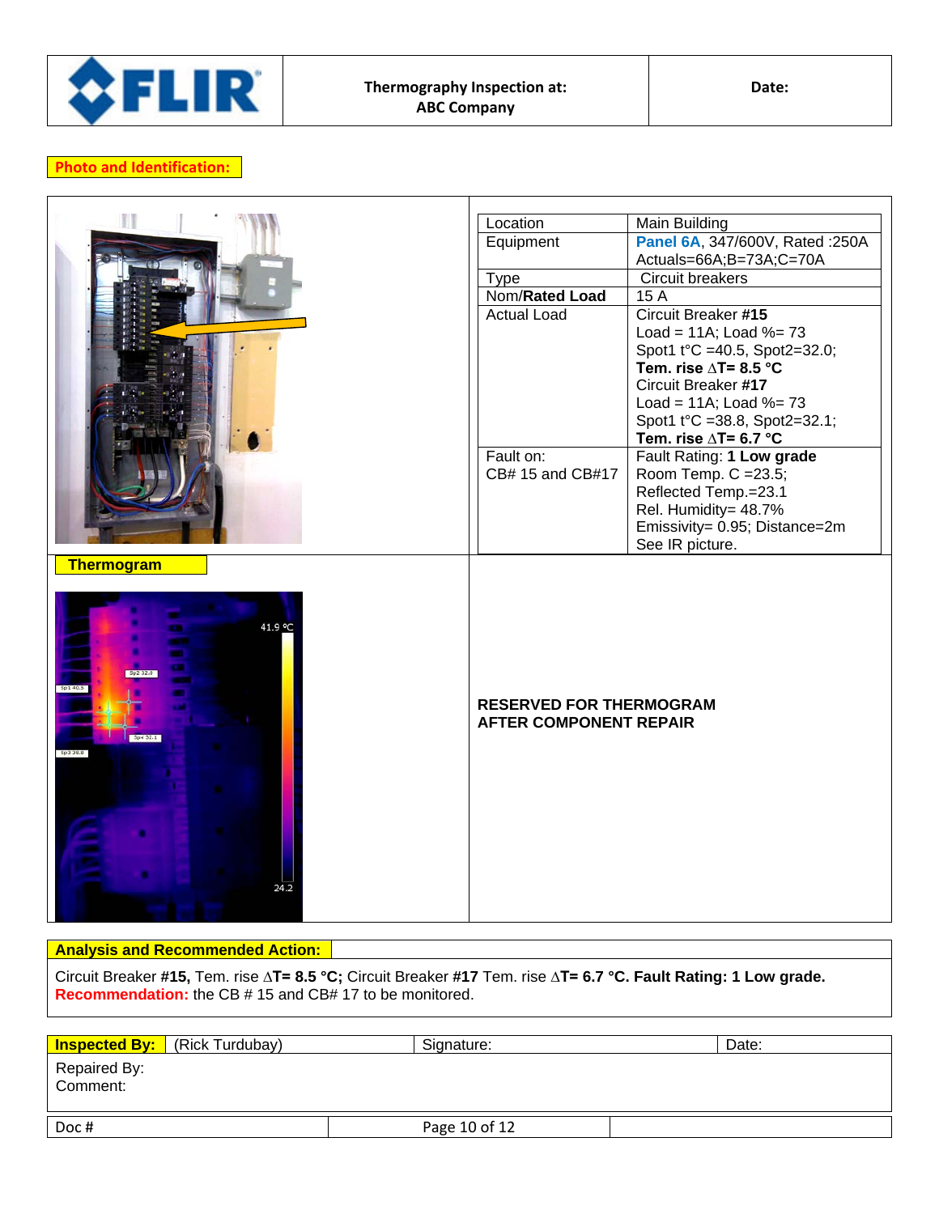| | | |
|---|---|---|
| FLIR | **Thermography Inspection at: ABC Company** | **Date:** |

**Photo and Identification:**

| | |
|---|---|
| Location | Main Building |
| Equipment | Panel 6A, 347/600V, Rated :250A Actuals=66A;B=73A;C=70A |
| Type | Circuit breakers |
| Nom/**Rated Load** | 15 A |
| Actual Load | Circuit Breaker **#15** Load = 11A; Load %= 73 Spot1 t°C =40.5, Spot2=32.0; **Tem. rise ΔT= 8.5 °C** Circuit Breaker **#17** Load = 11A; Load %= 73 Spot1 t°C =38.8, Spot2=32.1; **Tem. rise ΔT= 6.7 °C** |
| Fault on: CB# 15 and CB#17 | Fault Rating: **1 Low grade** Room Temp. C =23.5; Reflected Temp.=23.1 Rel. Humidity= 48.7% Emissivity= 0.95; Distance=2m See IR picture. |

**Thermogram**

**RESERVED FOR THERMOGRAM AFTER COMPONENT REPAIR**

**Analysis and Recommended Action:**

Circuit Breaker **#15,** Tem. rise **ΔT= 8.5 °C;** Circuit Breaker **#17** Tem. rise **ΔT= 6.7 °C. Fault Rating: 1 Low grade.**
**Recommendation:** the CB # 15 and CB# 17 to be monitored.

| **Inspected By:** (Rick Turdubay) | Signature: | Date: |
|---|---|---|

Repaired By:
Comment:

| Doc # | | |
|---|---|---|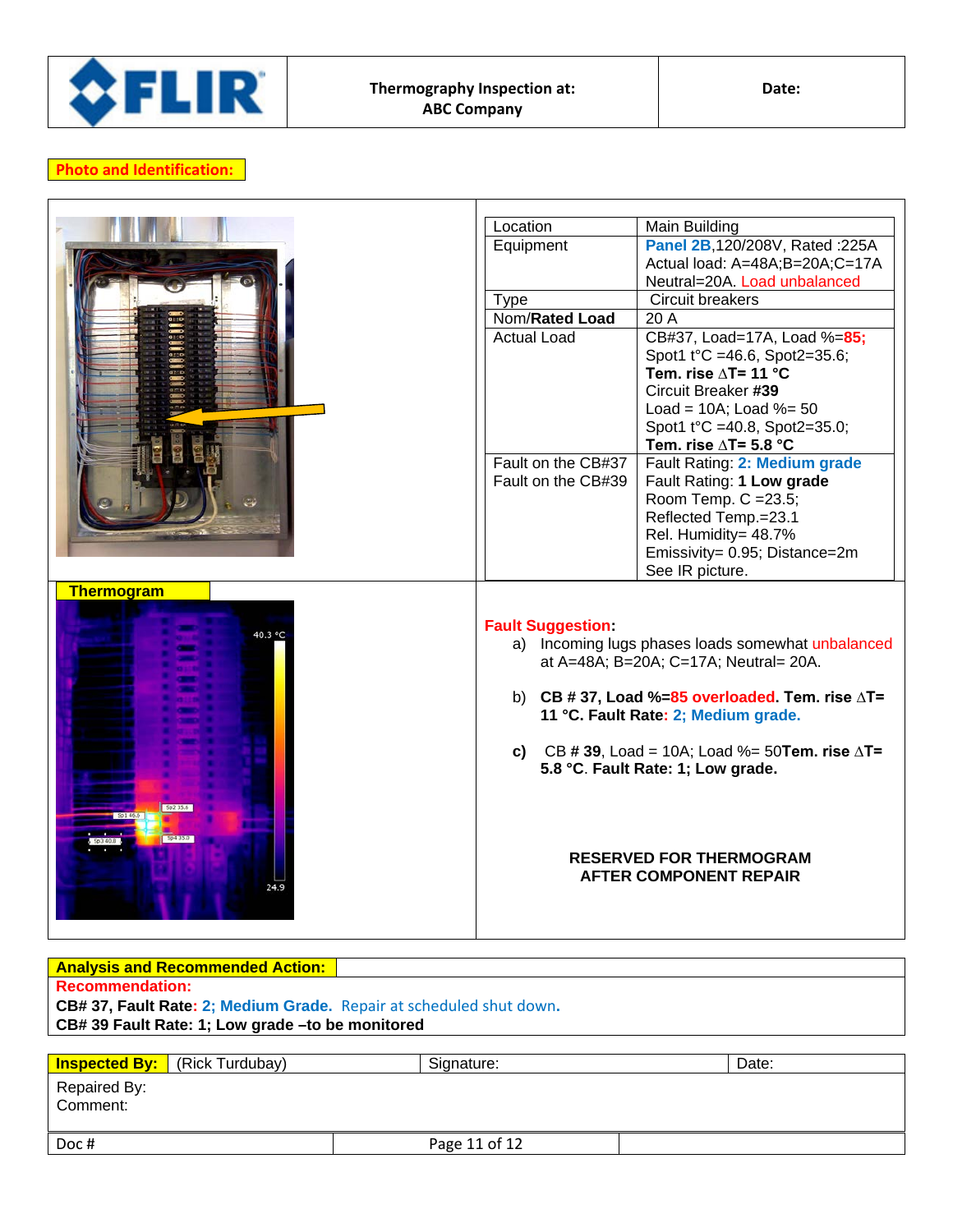| | | |
|---|---|---|
| FLIR | **Thermography Inspection at: ABC Company** | **Date:** |

**Photo and Identification:**

| | |
|---|---|
| Location | Main Building |
| Equipment | **Panel 2B**,120/208V, Rated :225A Actual load: A=48A;B=20A;C=17A Neutral=20A. Load unbalanced |
| Type | Circuit breakers |
| Nom/**Rated Load** | 20 A |
| Actual Load | CB#37, Load=17A, Load %=**85;** Spot1 t°C =46.6, Spot2=35.6; **Tem. rise ΔT= 11 °C** Circuit Breaker **#39** Load = 10A; Load %= 50 Spot1 t°C =40.8, Spot2=35.0; **Tem. rise ΔT= 5.8 °C** |
| Fault on the CB#37 Fault on the CB#39 | Fault Rating: **2: Medium grade** Fault Rating: **1 Low grade** Room Temp. C =23.5; Reflected Temp.=23.1 Rel. Humidity= 48.7% Emissivity= 0.95; Distance=2m See IR picture. |

**Thermogram**

**Fault Suggestion:**

a) Incoming lugs phases loads somewhat unbalanced at A=48A; B=20A; C=17A; Neutral= 20A.

b) **CB # 37, Load %=85 overloaded. Tem. rise ΔT= 11 °C. Fault Rate: 2; Medium grade.**

**c)** CB # **39**, Load = 10A; Load %= 50**Tem. rise ΔT= 5.8 °C**. **Fault Rate: 1; Low grade.**

**RESERVED FOR THERMOGRAM AFTER COMPONENT REPAIR**

**Analysis and Recommended Action:**

**Recommendation:**

**CB# 37, Fault Rate: 2; Medium Grade.** Repair at scheduled shut down.

**CB# 39 Fault Rate: 1; Low grade –to be monitored**

| **Inspected By:** (Rick Turdubay) | Signature: | Date: |
|---|---|---|

Repaired By:

Comment:

Doc #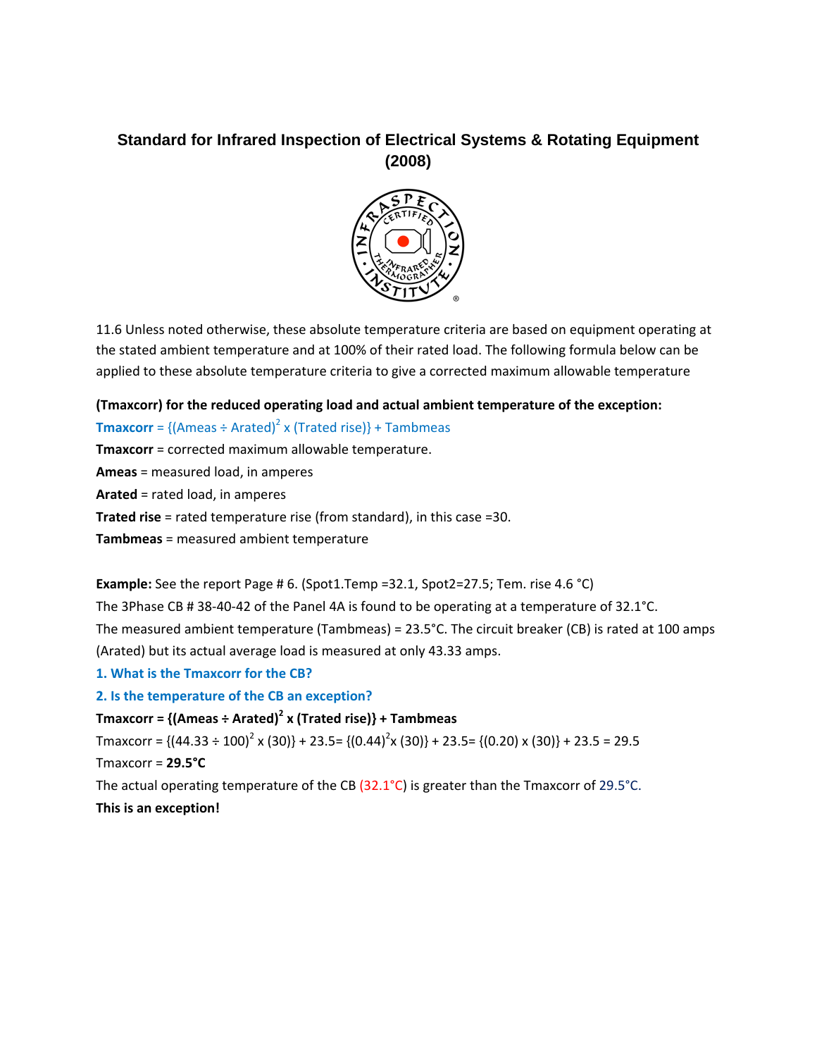## Standard for Infrared Inspection of Electrical Systems & Rotating Equipment (2008)

11.6 Unless noted otherwise, these absolute temperature criteria are based on equipment operating at the stated ambient temperature and at 100% of their rated load. The following formula below can be applied to these absolute temperature criteria to give a corrected maximum allowable temperature

**(Tmaxcorr) for the reduced operating load and actual ambient temperature of the exception:**

**Tmaxcorr** = {(Ameas ÷ Arated)$^2$ x (Trated rise)} + Tambmeas

**Tmaxcorr** = corrected maximum allowable temperature.

**Ameas** = measured load, in amperes

**Arated** = rated load, in amperes

**Trated rise** = rated temperature rise (from standard), in this case =30.

**Tambmeas** = measured ambient temperature

**Example:** See the report Page # 6. (Spot1.Temp =32.1, Spot2=27.5; Tem. rise 4.6 °C)

The 3Phase CB # 38-40-42 of the Panel 4A is found to be operating at a temperature of 32.1°C.

The measured ambient temperature (Tambmeas) = 23.5°C. The circuit breaker (CB) is rated at 100 amps (Arated) but its actual average load is measured at only 43.33 amps.

**1. What is the Tmaxcorr for the CB?**

**2. Is the temperature of the CB an exception?**

**Tmaxcorr = {(Ameas ÷ Arated)$^2$ x (Trated rise)} + Tambmeas**

Tmaxcorr = {(44.33 ÷ 100)$^2$ x (30)} + 23.5= {(0.44)$^2$x (30)} + 23.5= {(0.20) x (30)} + 23.5 = 29.5

Tmaxcorr = **29.5°C**

The actual operating temperature of the CB (32.1°C) is greater than the Tmaxcorr of 29.5°C.

**This is an exception!**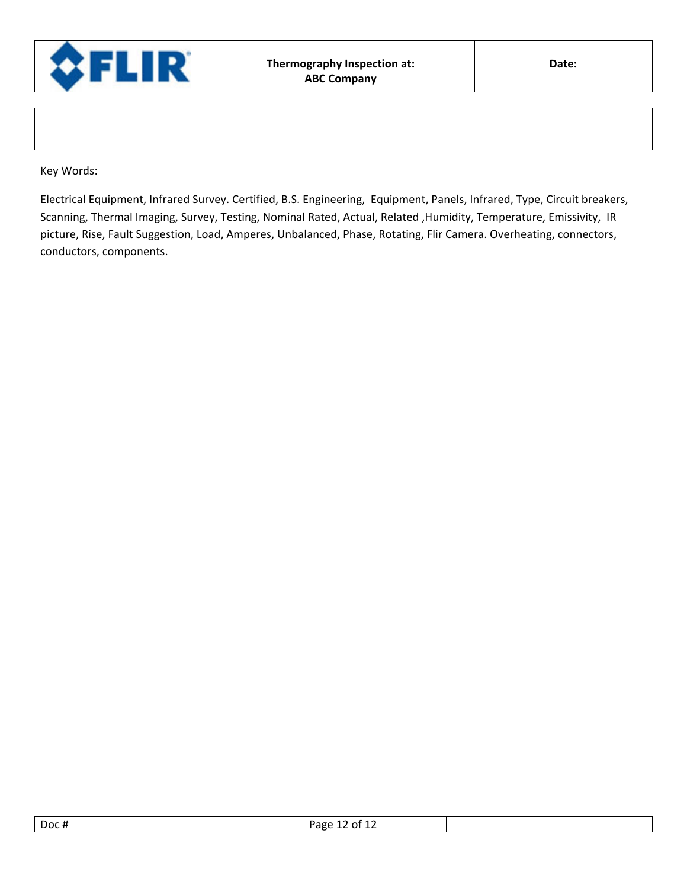Key Words:

Electrical Equipment, Infrared Survey. Certified, B.S. Engineering,  Equipment, Panels, Infrared, Type, Circuit breakers, Scanning, Thermal Imaging, Survey, Testing, Nominal Rated, Actual, Related ,Humidity, Temperature, Emissivity,  IR picture, Rise, Fault Suggestion, Load, Amperes, Unbalanced, Phase, Rotating, Flir Camera. Overheating, connectors, conductors, components.